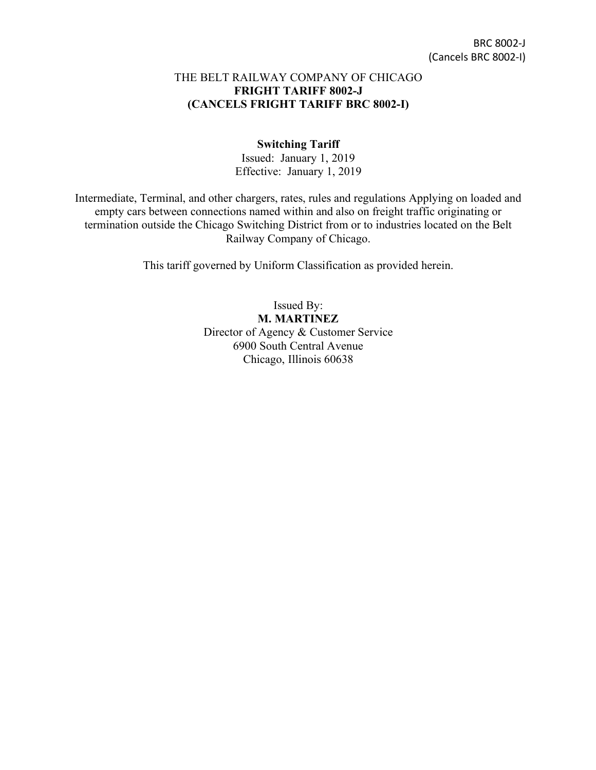BRC 8002-J
(Cancels BRC 8002-I)

THE BELT RAILWAY COMPANY OF CHICAGO
**FRIGHT TARIFF 8002-J**
**(CANCELS FRIGHT TARIFF BRC 8002-I)**

**Switching Tariff**
Issued: January 1, 2019
Effective: January 1, 2019

Intermediate, Terminal, and other chargers, rates, rules and regulations Applying on loaded and empty cars between connections named within and also on freight traffic originating or termination outside the Chicago Switching District from or to industries located on the Belt Railway Company of Chicago.

This tariff governed by Uniform Classification as provided herein.

Issued By:
**M. MARTINEZ**
Director of Agency & Customer Service
6900 South Central Avenue
Chicago, Illinois 60638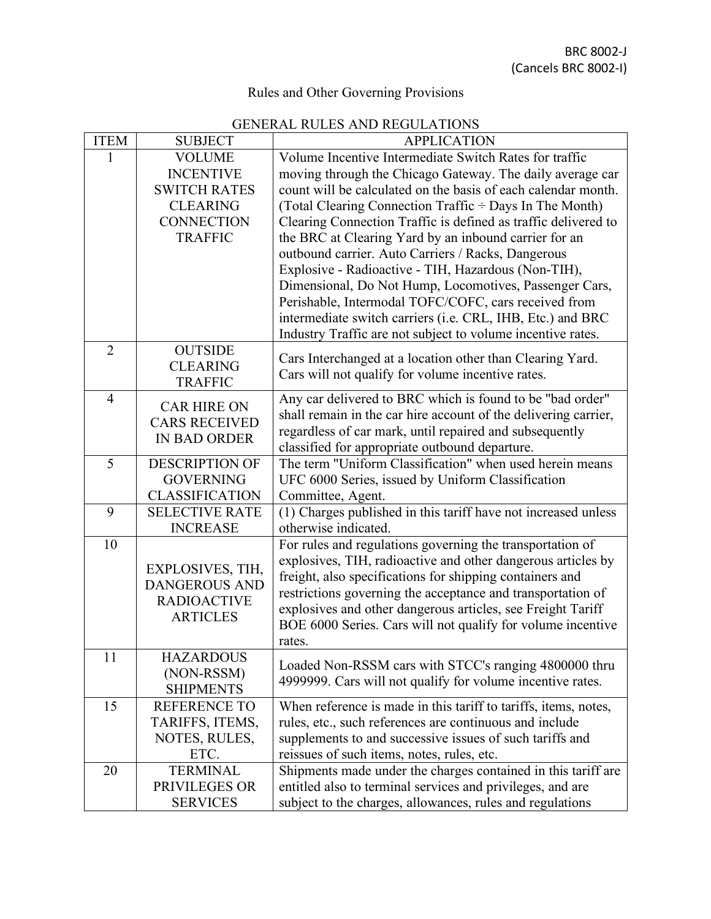BRC 8002-J
(Cancels BRC 8002-I)

# Rules and Other Governing Provisions

## GENERAL RULES AND REGULATIONS

| ITEM | SUBJECT | APPLICATION |
|---|---|---|
| 1 | VOLUME INCENTIVE SWITCH RATES CLEARING CONNECTION TRAFFIC | Volume Incentive Intermediate Switch Rates for traffic moving through the Chicago Gateway. The daily average car count will be calculated on the basis of each calendar month. (Total Clearing Connection Traffic ÷ Days In The Month) Clearing Connection Traffic is defined as traffic delivered to the BRC at Clearing Yard by an inbound carrier for an outbound carrier. Auto Carriers / Racks, Dangerous Explosive - Radioactive - TIH, Hazardous (Non-TIH), Dimensional, Do Not Hump, Locomotives, Passenger Cars, Perishable, Intermodal TOFC/COFC, cars received from intermediate switch carriers (i.e. CRL, IHB, Etc.) and BRC Industry Traffic are not subject to volume incentive rates. |
| 2 | OUTSIDE CLEARING TRAFFIC | Cars Interchanged at a location other than Clearing Yard. Cars will not qualify for volume incentive rates. |
| 4 | CAR HIRE ON CARS RECEIVED IN BAD ORDER | Any car delivered to BRC which is found to be "bad order" shall remain in the car hire account of the delivering carrier, regardless of car mark, until repaired and subsequently classified for appropriate outbound departure. |
| 5 | DESCRIPTION OF GOVERNING CLASSIFICATION | The term "Uniform Classification" when used herein means UFC 6000 Series, issued by Uniform Classification Committee, Agent. |
| 9 | SELECTIVE RATE INCREASE | (1) Charges published in this tariff have not increased unless otherwise indicated. |
| 10 | EXPLOSIVES, TIH, DANGEROUS AND RADIOACTIVE ARTICLES | For rules and regulations governing the transportation of explosives, TIH, radioactive and other dangerous articles by freight, also specifications for shipping containers and restrictions governing the acceptance and transportation of explosives and other dangerous articles, see Freight Tariff BOE 6000 Series. Cars will not qualify for volume incentive rates. |
| 11 | HAZARDOUS (NON-RSSM) SHIPMENTS | Loaded Non-RSSM cars with STCC's ranging 4800000 thru 4999999. Cars will not qualify for volume incentive rates. |
| 15 | REFERENCE TO TARIFFS, ITEMS, NOTES, RULES, ETC. | When reference is made in this tariff to tariffs, items, notes, rules, etc., such references are continuous and include supplements to and successive issues of such tariffs and reissues of such items, notes, rules, etc. |
| 20 | TERMINAL PRIVILEGES OR SERVICES | Shipments made under the charges contained in this tariff are entitled also to terminal services and privileges, and are subject to the charges, allowances, rules and regulations |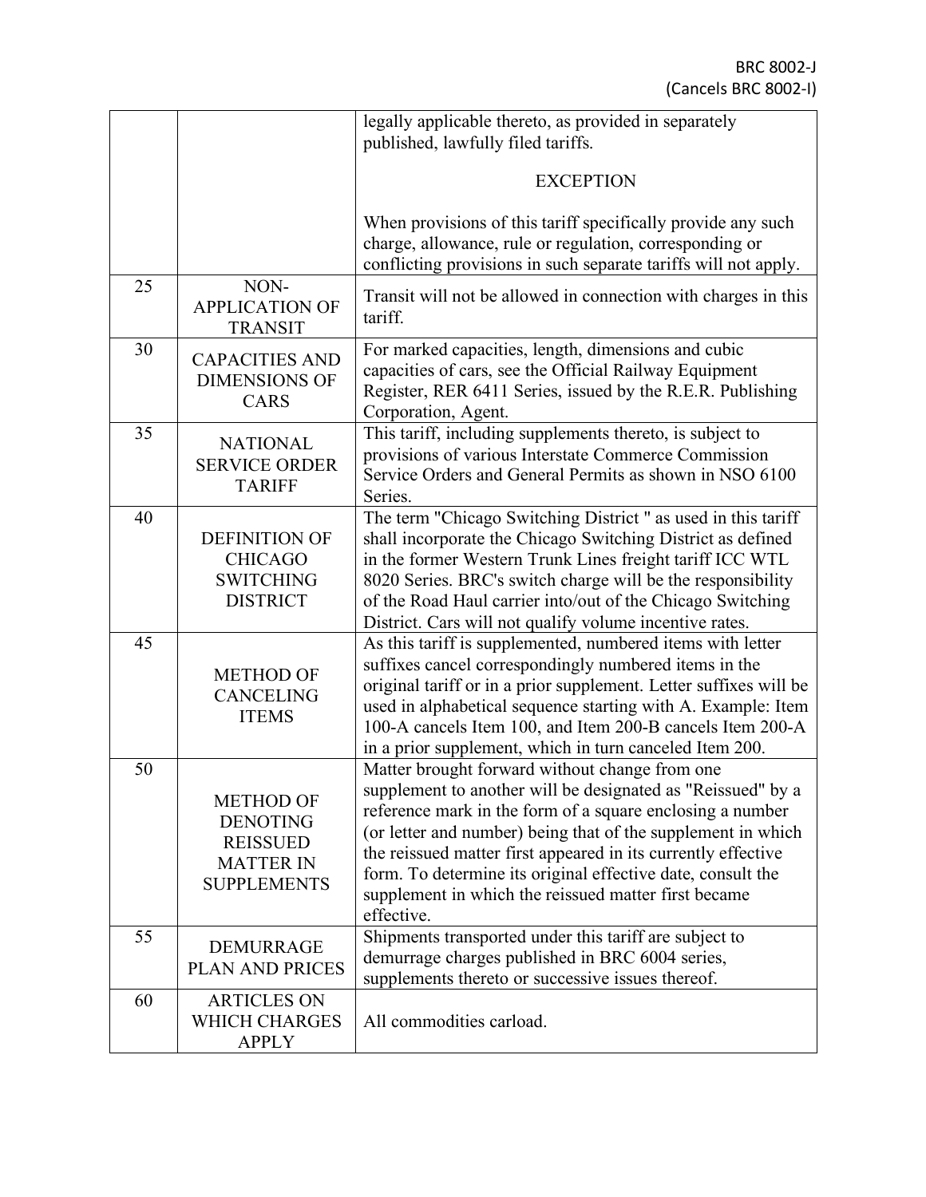| | | |
|---|---|---|
| | | legally applicable thereto, as provided in separately published, lawfully filed tariffs.<br><br>EXCEPTION<br><br>When provisions of this tariff specifically provide any such charge, allowance, rule or regulation, corresponding or conflicting provisions in such separate tariffs will not apply. |
| 25 | NON-APPLICATION OF TRANSIT | Transit will not be allowed in connection with charges in this tariff. |
| 30 | CAPACITIES AND DIMENSIONS OF CARS | For marked capacities, length, dimensions and cubic capacities of cars, see the Official Railway Equipment Register, RER 6411 Series, issued by the R.E.R. Publishing Corporation, Agent. |
| 35 | NATIONAL SERVICE ORDER TARIFF | This tariff, including supplements thereto, is subject to provisions of various Interstate Commerce Commission Service Orders and General Permits as shown in NSO 6100 Series. |
| 40 | DEFINITION OF CHICAGO SWITCHING DISTRICT | The term "Chicago Switching District " as used in this tariff shall incorporate the Chicago Switching District as defined in the former Western Trunk Lines freight tariff ICC WTL 8020 Series. BRC's switch charge will be the responsibility of the Road Haul carrier into/out of the Chicago Switching District. Cars will not qualify volume incentive rates. |
| 45 | METHOD OF CANCELING ITEMS | As this tariff is supplemented, numbered items with letter suffixes cancel correspondingly numbered items in the original tariff or in a prior supplement. Letter suffixes will be used in alphabetical sequence starting with A. Example: Item 100-A cancels Item 100, and Item 200-B cancels Item 200-A in a prior supplement, which in turn canceled Item 200. |
| 50 | METHOD OF DENOTING REISSUED MATTER IN SUPPLEMENTS | Matter brought forward without change from one supplement to another will be designated as "Reissued" by a reference mark in the form of a square enclosing a number (or letter and number) being that of the supplement in which the reissued matter first appeared in its currently effective form. To determine its original effective date, consult the supplement in which the reissued matter first became effective. |
| 55 | DEMURRAGE PLAN AND PRICES | Shipments transported under this tariff are subject to demurrage charges published in BRC 6004 series, supplements thereto or successive issues thereof. |
| 60 | ARTICLES ON WHICH CHARGES APPLY | All commodities carload. |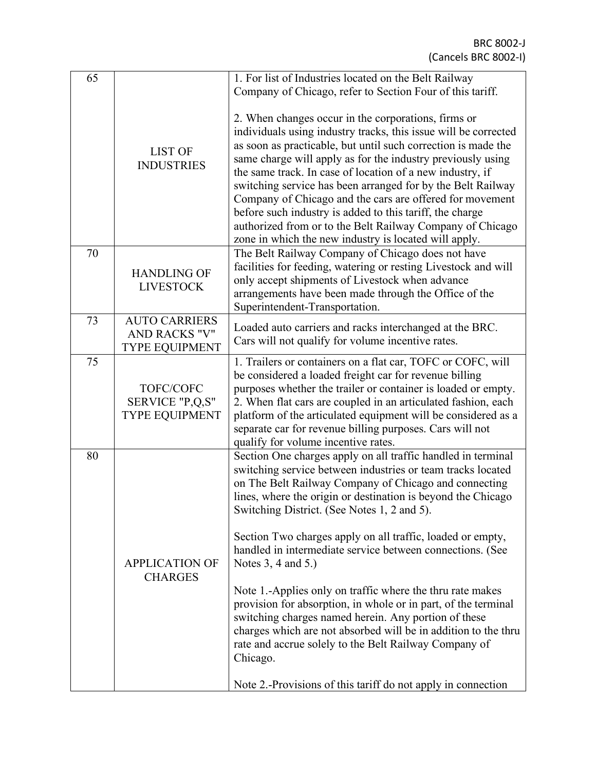| | | |
|---|---|---|
| 65 | LIST OF INDUSTRIES | 1. For list of Industries located on the Belt Railway Company of Chicago, refer to Section Four of this tariff.<br><br>2. When changes occur in the corporations, firms or individuals using industry tracks, this issue will be corrected as soon as practicable, but until such correction is made the same charge will apply as for the industry previously using the same track. In case of location of a new industry, if switching service has been arranged for by the Belt Railway Company of Chicago and the cars are offered for movement before such industry is added to this tariff, the charge authorized from or to the Belt Railway Company of Chicago zone in which the new industry is located will apply. |
| 70 | HANDLING OF LIVESTOCK | The Belt Railway Company of Chicago does not have facilities for feeding, watering or resting Livestock and will only accept shipments of Livestock when advance arrangements have been made through the Office of the Superintendent-Transportation. |
| 73 | AUTO CARRIERS AND RACKS "V" TYPE EQUIPMENT | Loaded auto carriers and racks interchanged at the BRC. Cars will not qualify for volume incentive rates. |
| 75 | TOFC/COFC SERVICE "P,Q,S" TYPE EQUIPMENT | 1. Trailers or containers on a flat car, TOFC or COFC, will be considered a loaded freight car for revenue billing purposes whether the trailer or container is loaded or empty.<br>2. When flat cars are coupled in an articulated fashion, each platform of the articulated equipment will be considered as a separate car for revenue billing purposes. Cars will not qualify for volume incentive rates. |
| 80 | APPLICATION OF CHARGES | Section One charges apply on all traffic handled in terminal switching service between industries or team tracks located on The Belt Railway Company of Chicago and connecting lines, where the origin or destination is beyond the Chicago Switching District. (See Notes 1, 2 and 5).<br><br>Section Two charges apply on all traffic, loaded or empty, handled in intermediate service between connections. (See Notes 3, 4 and 5.)<br><br>Note 1.-Applies only on traffic where the thru rate makes provision for absorption, in whole or in part, of the terminal switching charges named herein. Any portion of these charges which are not absorbed will be in addition to the thru rate and accrue solely to the Belt Railway Company of Chicago.<br><br>Note 2.-Provisions of this tariff do not apply in connection |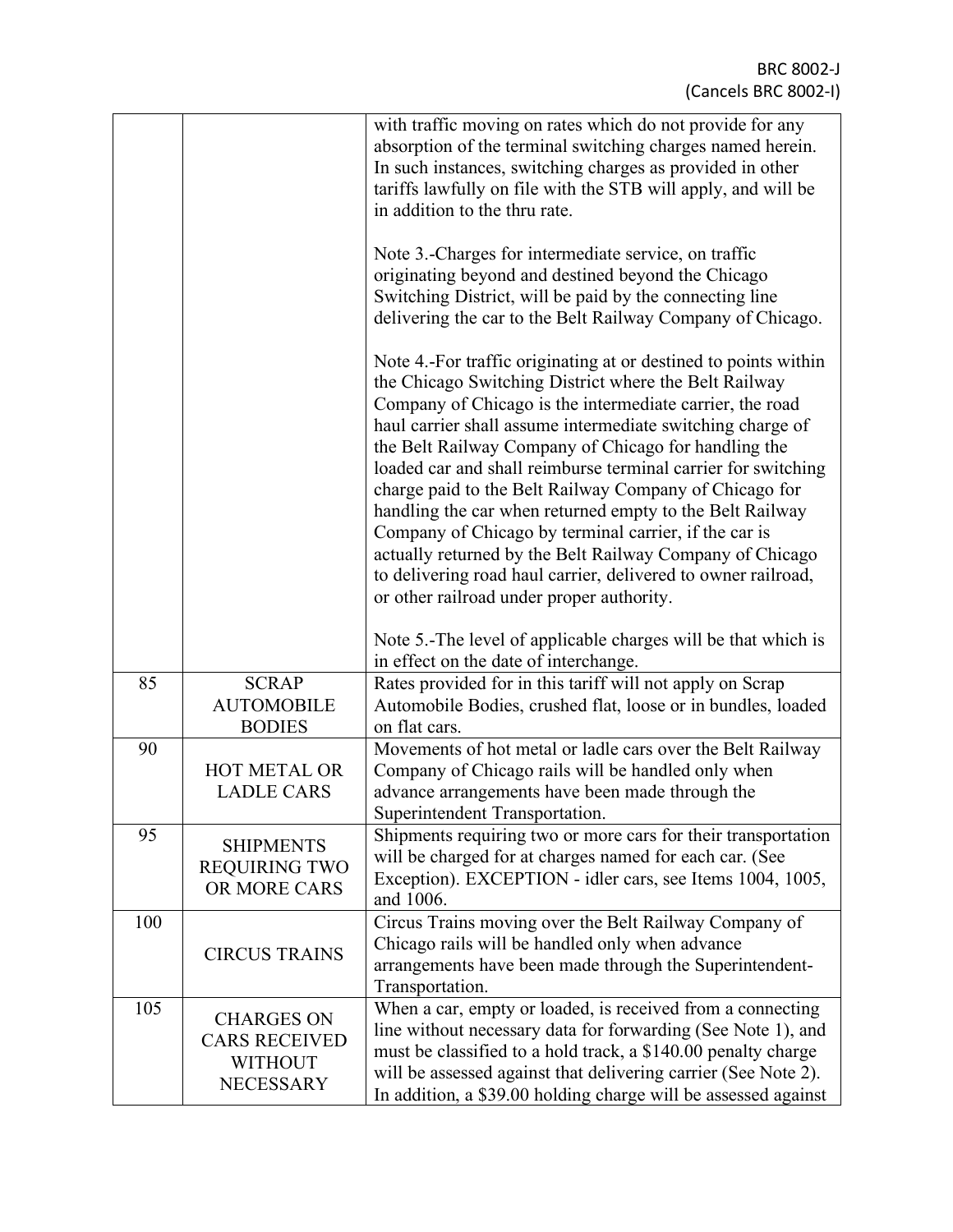| | | |
|---|---|---|
| | | with traffic moving on rates which do not provide for any absorption of the terminal switching charges named herein. In such instances, switching charges as provided in other tariffs lawfully on file with the STB will apply, and will be in addition to the thru rate.<br><br>Note 3.-Charges for intermediate service, on traffic originating beyond and destined beyond the Chicago Switching District, will be paid by the connecting line delivering the car to the Belt Railway Company of Chicago.<br><br>Note 4.-For traffic originating at or destined to points within the Chicago Switching District where the Belt Railway Company of Chicago is the intermediate carrier, the road haul carrier shall assume intermediate switching charge of the Belt Railway Company of Chicago for handling the loaded car and shall reimburse terminal carrier for switching charge paid to the Belt Railway Company of Chicago for handling the car when returned empty to the Belt Railway Company of Chicago by terminal carrier, if the car is actually returned by the Belt Railway Company of Chicago to delivering road haul carrier, delivered to owner railroad, or other railroad under proper authority.<br><br>Note 5.-The level of applicable charges will be that which is in effect on the date of interchange. |
| 85 | SCRAP AUTOMOBILE BODIES | Rates provided for in this tariff will not apply on Scrap Automobile Bodies, crushed flat, loose or in bundles, loaded on flat cars. |
| 90 | HOT METAL OR LADLE CARS | Movements of hot metal or ladle cars over the Belt Railway Company of Chicago rails will be handled only when advance arrangements have been made through the Superintendent Transportation. |
| 95 | SHIPMENTS REQUIRING TWO OR MORE CARS | Shipments requiring two or more cars for their transportation will be charged for at charges named for each car. (See Exception). EXCEPTION - idler cars, see Items 1004, 1005, and 1006. |
| 100 | CIRCUS TRAINS | Circus Trains moving over the Belt Railway Company of Chicago rails will be handled only when advance arrangements have been made through the Superintendent-Transportation. |
| 105 | CHARGES ON CARS RECEIVED WITHOUT NECESSARY | When a car, empty or loaded, is received from a connecting line without necessary data for forwarding (See Note 1), and must be classified to a hold track, a $140.00 penalty charge will be assessed against that delivering carrier (See Note 2). In addition, a $39.00 holding charge will be assessed against |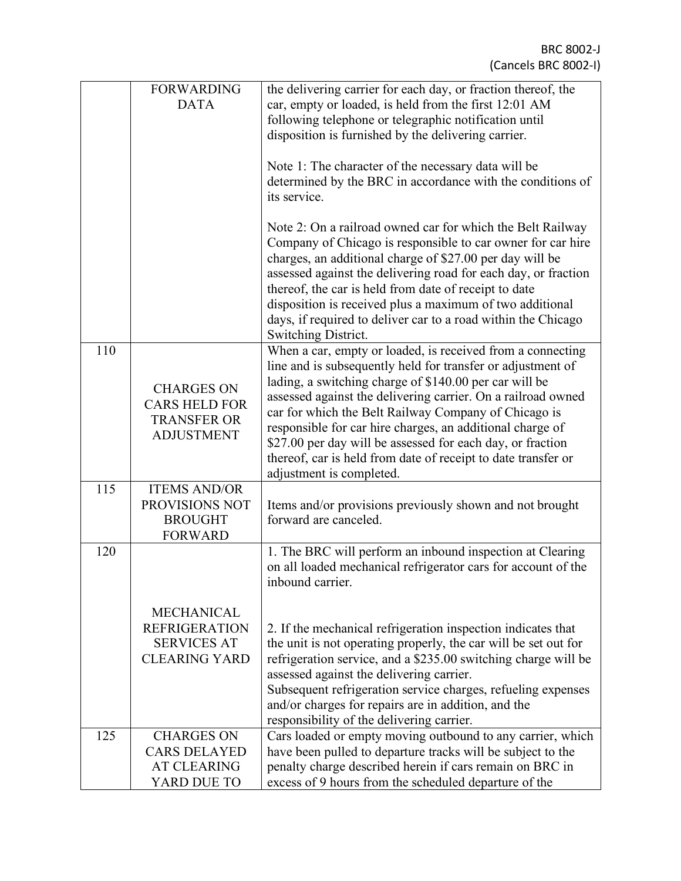| | | |
|---|---|---|
| | FORWARDING DATA | the delivering carrier for each day, or fraction thereof, the car, empty or loaded, is held from the first 12:01 AM following telephone or telegraphic notification until disposition is furnished by the delivering carrier.<br><br>Note 1: The character of the necessary data will be determined by the BRC in accordance with the conditions of its service.<br><br>Note 2: On a railroad owned car for which the Belt Railway Company of Chicago is responsible to car owner for car hire charges, an additional charge of $27.00 per day will be assessed against the delivering road for each day, or fraction thereof, the car is held from date of receipt to date disposition is received plus a maximum of two additional days, if required to deliver car to a road within the Chicago Switching District. |
| 110 | CHARGES ON CARS HELD FOR TRANSFER OR ADJUSTMENT | When a car, empty or loaded, is received from a connecting line and is subsequently held for transfer or adjustment of lading, a switching charge of $140.00 per car will be assessed against the delivering carrier. On a railroad owned car for which the Belt Railway Company of Chicago is responsible for car hire charges, an additional charge of $27.00 per day will be assessed for each day, or fraction thereof, car is held from date of receipt to date transfer or adjustment is completed. |
| 115 | ITEMS AND/OR PROVISIONS NOT BROUGHT FORWARD | Items and/or provisions previously shown and not brought forward are canceled. |
| 120 | MECHANICAL REFRIGERATION SERVICES AT CLEARING YARD | 1. The BRC will perform an inbound inspection at Clearing on all loaded mechanical refrigerator cars for account of the inbound carrier.<br><br>2. If the mechanical refrigeration inspection indicates that the unit is not operating properly, the car will be set out for refrigeration service, and a $235.00 switching charge will be assessed against the delivering carrier.<br>Subsequent refrigeration service charges, refueling expenses and/or charges for repairs are in addition, and the responsibility of the delivering carrier. |
| 125 | CHARGES ON CARS DELAYED AT CLEARING YARD DUE TO | Cars loaded or empty moving outbound to any carrier, which have been pulled to departure tracks will be subject to the penalty charge described herein if cars remain on BRC in excess of 9 hours from the scheduled departure of the |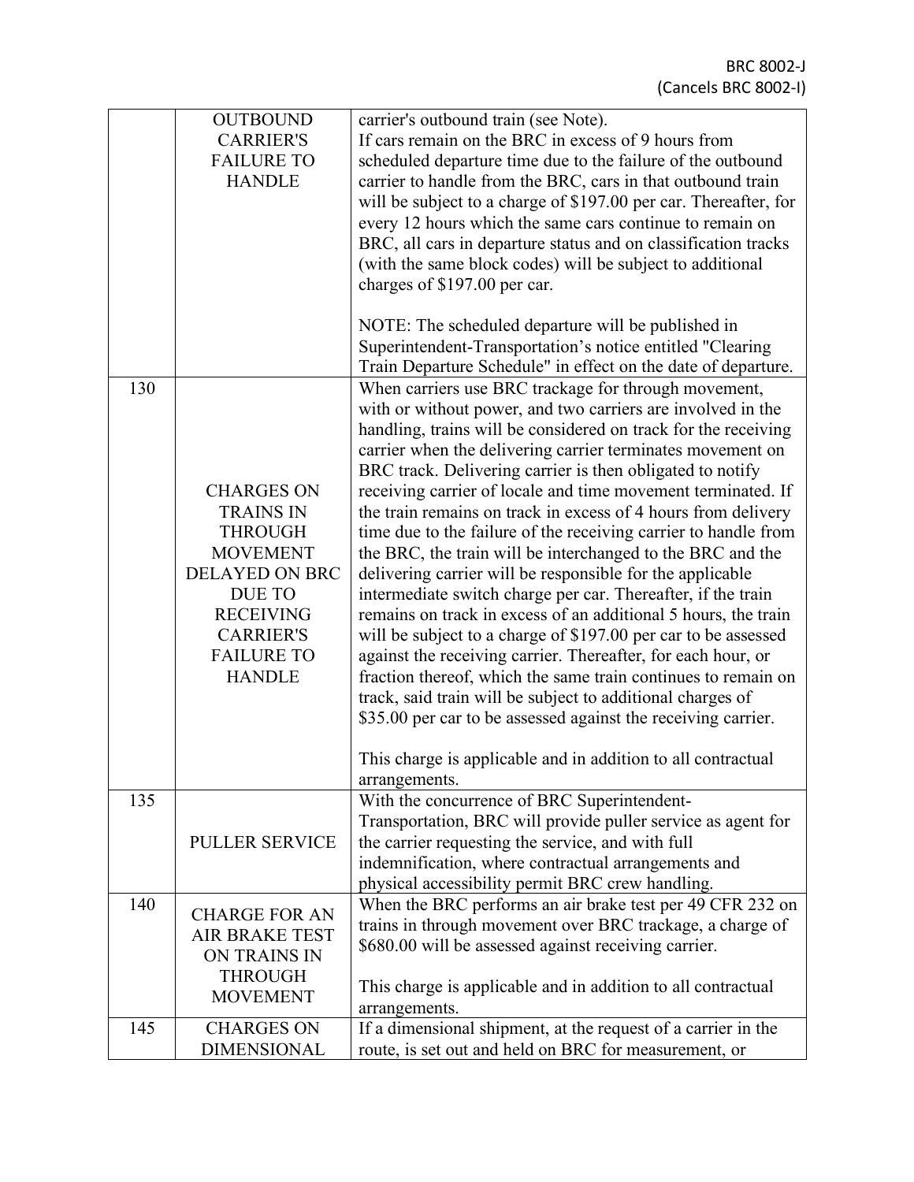| | | |
|---|---|---|
| | OUTBOUND CARRIER'S FAILURE TO HANDLE | carrier's outbound train (see Note). If cars remain on the BRC in excess of 9 hours from scheduled departure time due to the failure of the outbound carrier to handle from the BRC, cars in that outbound train will be subject to a charge of $197.00 per car. Thereafter, for every 12 hours which the same cars continue to remain on BRC, all cars in departure status and on classification tracks (with the same block codes) will be subject to additional charges of $197.00 per car.<br><br>NOTE: The scheduled departure will be published in Superintendent-Transportation's notice entitled "Clearing Train Departure Schedule" in effect on the date of departure. |
| 130 | CHARGES ON TRAINS IN THROUGH MOVEMENT DELAYED ON BRC DUE TO RECEIVING CARRIER'S FAILURE TO HANDLE | When carriers use BRC trackage for through movement, with or without power, and two carriers are involved in the handling, trains will be considered on track for the receiving carrier when the delivering carrier terminates movement on BRC track. Delivering carrier is then obligated to notify receiving carrier of locale and time movement terminated. If the train remains on track in excess of 4 hours from delivery time due to the failure of the receiving carrier to handle from the BRC, the train will be interchanged to the BRC and the delivering carrier will be responsible for the applicable intermediate switch charge per car. Thereafter, if the train remains on track in excess of an additional 5 hours, the train will be subject to a charge of $197.00 per car to be assessed against the receiving carrier. Thereafter, for each hour, or fraction thereof, which the same train continues to remain on track, said train will be subject to additional charges of $35.00 per car to be assessed against the receiving carrier.<br><br>This charge is applicable and in addition to all contractual arrangements. |
| 135 | PULLER SERVICE | With the concurrence of BRC Superintendent-Transportation, BRC will provide puller service as agent for the carrier requesting the service, and with full indemnification, where contractual arrangements and physical accessibility permit BRC crew handling. |
| 140 | CHARGE FOR AN AIR BRAKE TEST ON TRAINS IN THROUGH MOVEMENT | When the BRC performs an air brake test per 49 CFR 232 on trains in through movement over BRC trackage, a charge of $680.00 will be assessed against receiving carrier.<br><br>This charge is applicable and in addition to all contractual arrangements. |
| 145 | CHARGES ON DIMENSIONAL | If a dimensional shipment, at the request of a carrier in the route, is set out and held on BRC for measurement, or |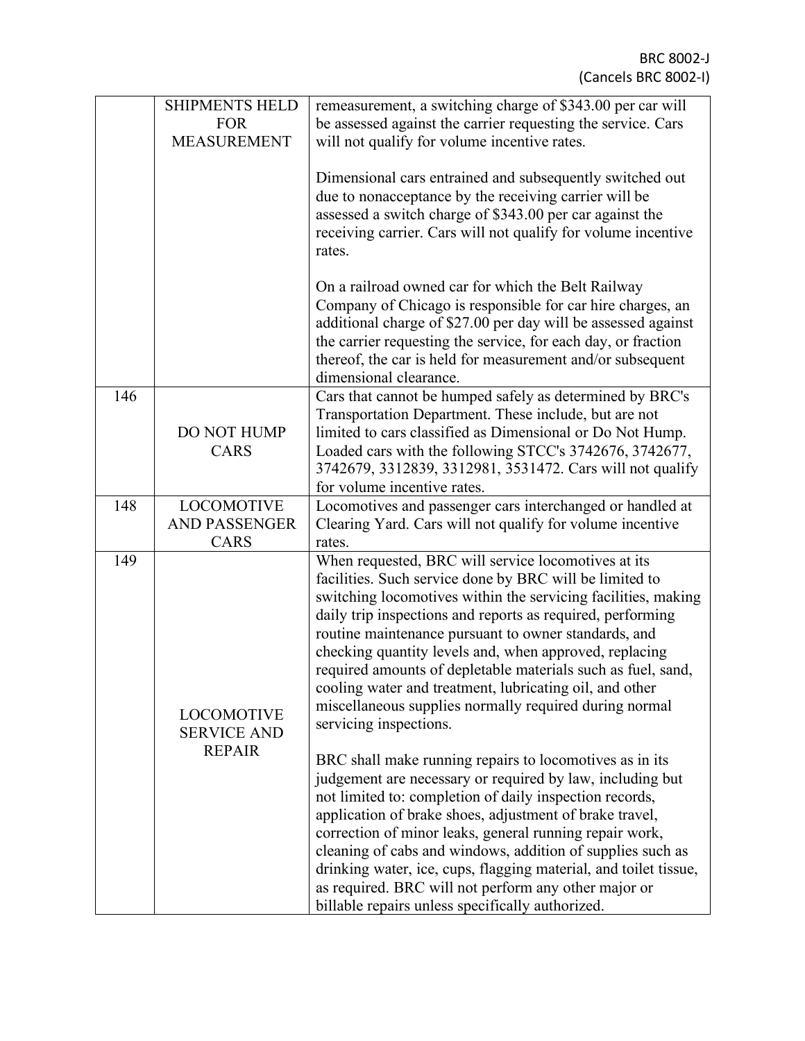| | | |
|---|---|---|
| | SHIPMENTS HELD FOR MEASUREMENT | remeasurement, a switching charge of $343.00 per car will be assessed against the carrier requesting the service. Cars will not qualify for volume incentive rates.<br><br>Dimensional cars entrained and subsequently switched out due to nonacceptance by the receiving carrier will be assessed a switch charge of $343.00 per car against the receiving carrier. Cars will not qualify for volume incentive rates.<br><br>On a railroad owned car for which the Belt Railway Company of Chicago is responsible for car hire charges, an additional charge of $27.00 per day will be assessed against the carrier requesting the service, for each day, or fraction thereof, the car is held for measurement and/or subsequent dimensional clearance. |
| 146 | DO NOT HUMP CARS | Cars that cannot be humped safely as determined by BRC's Transportation Department. These include, but are not limited to cars classified as Dimensional or Do Not Hump. Loaded cars with the following STCC's 3742676, 3742677, 3742679, 3312839, 3312981, 3531472. Cars will not qualify for volume incentive rates. |
| 148 | LOCOMOTIVE AND PASSENGER CARS | Locomotives and passenger cars interchanged or handled at Clearing Yard. Cars will not qualify for volume incentive rates. |
| 149 | LOCOMOTIVE SERVICE AND REPAIR | When requested, BRC will service locomotives at its facilities. Such service done by BRC will be limited to switching locomotives within the servicing facilities, making daily trip inspections and reports as required, performing routine maintenance pursuant to owner standards, and checking quantity levels and, when approved, replacing required amounts of depletable materials such as fuel, sand, cooling water and treatment, lubricating oil, and other miscellaneous supplies normally required during normal servicing inspections.<br><br>BRC shall make running repairs to locomotives as in its judgement are necessary or required by law, including but not limited to: completion of daily inspection records, application of brake shoes, adjustment of brake travel, correction of minor leaks, general running repair work, cleaning of cabs and windows, addition of supplies such as drinking water, ice, cups, flagging material, and toilet tissue, as required. BRC will not perform any other major or billable repairs unless specifically authorized. |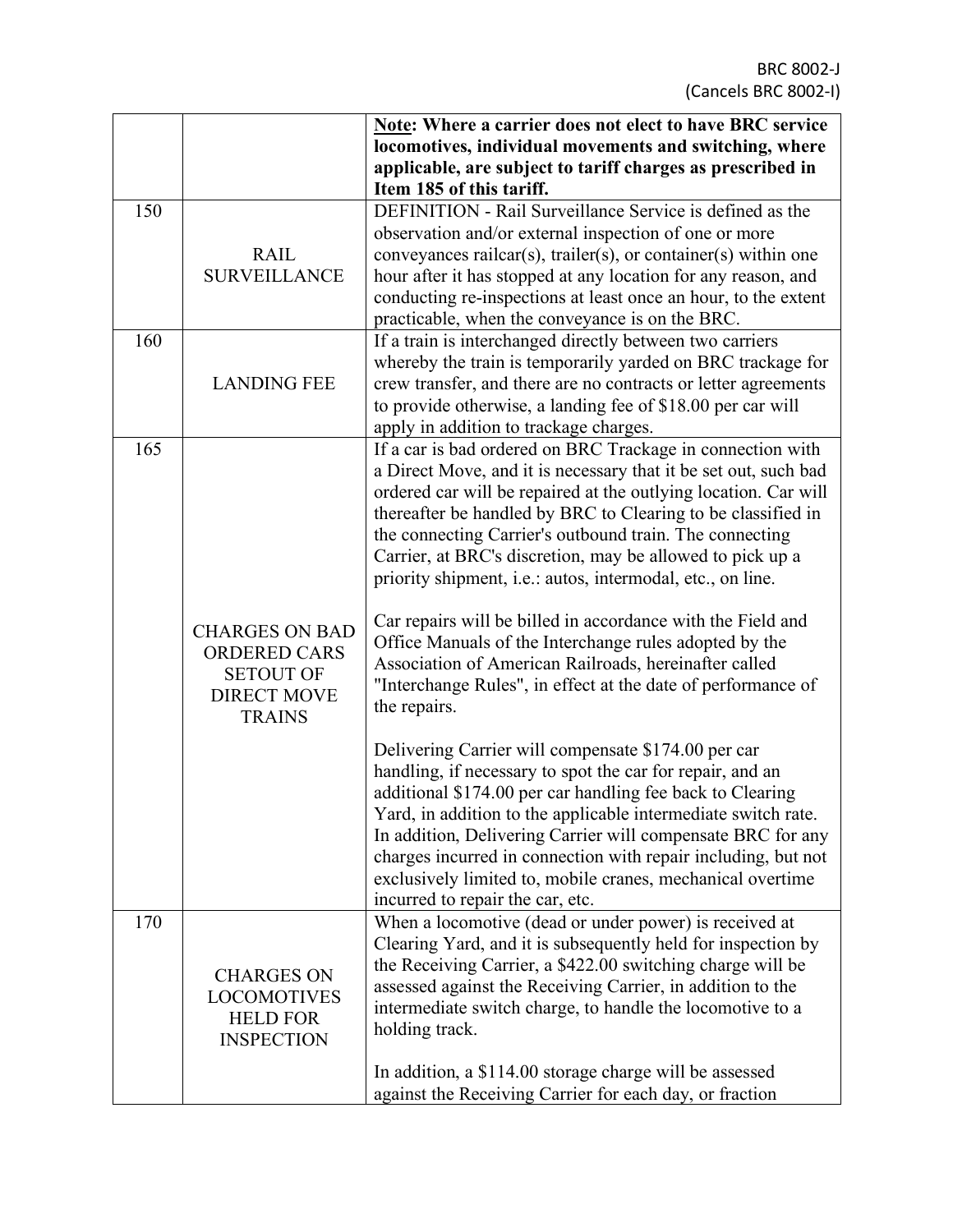| | | **Note: Where a carrier does not elect to have BRC service locomotives, individual movements and switching, where applicable, are subject to tariff charges as prescribed in Item 185 of this tariff.** |
|---|---|---|
| 150 | RAIL SURVEILLANCE | DEFINITION - Rail Surveillance Service is defined as the observation and/or external inspection of one or more conveyances railcar(s), trailer(s), or container(s) within one hour after it has stopped at any location for any reason, and conducting re-inspections at least once an hour, to the extent practicable, when the conveyance is on the BRC. |
| 160 | LANDING FEE | If a train is interchanged directly between two carriers whereby the train is temporarily yarded on BRC trackage for crew transfer, and there are no contracts or letter agreements to provide otherwise, a landing fee of $18.00 per car will apply in addition to trackage charges. |
| 165 | CHARGES ON BAD ORDERED CARS SETOUT OF DIRECT MOVE TRAINS | If a car is bad ordered on BRC Trackage in connection with a Direct Move, and it is necessary that it be set out, such bad ordered car will be repaired at the outlying location. Car will thereafter be handled by BRC to Clearing to be classified in the connecting Carrier's outbound train. The connecting Carrier, at BRC's discretion, may be allowed to pick up a priority shipment, i.e.: autos, intermodal, etc., on line.<br><br>Car repairs will be billed in accordance with the Field and Office Manuals of the Interchange rules adopted by the Association of American Railroads, hereinafter called "Interchange Rules", in effect at the date of performance of the repairs.<br><br>Delivering Carrier will compensate $174.00 per car handling, if necessary to spot the car for repair, and an additional $174.00 per car handling fee back to Clearing Yard, in addition to the applicable intermediate switch rate. In addition, Delivering Carrier will compensate BRC for any charges incurred in connection with repair including, but not exclusively limited to, mobile cranes, mechanical overtime incurred to repair the car, etc. |
| 170 | CHARGES ON LOCOMOTIVES HELD FOR INSPECTION | When a locomotive (dead or under power) is received at Clearing Yard, and it is subsequently held for inspection by the Receiving Carrier, a $422.00 switching charge will be assessed against the Receiving Carrier, in addition to the intermediate switch charge, to handle the locomotive to a holding track.<br><br>In addition, a $114.00 storage charge will be assessed against the Receiving Carrier for each day, or fraction |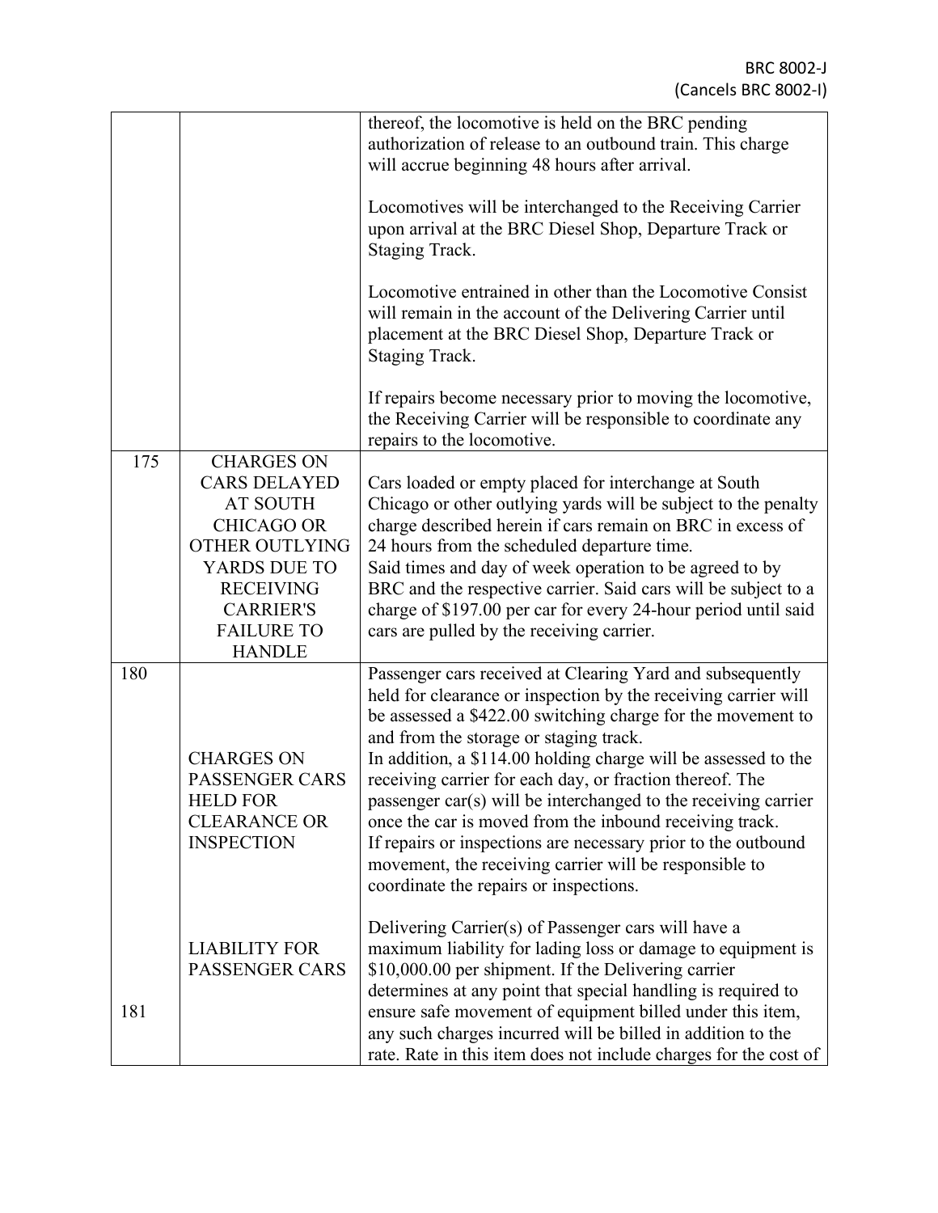| | | |
|---|---|---|
| | | thereof, the locomotive is held on the BRC pending authorization of release to an outbound train. This charge will accrue beginning 48 hours after arrival.<br><br>Locomotives will be interchanged to the Receiving Carrier upon arrival at the BRC Diesel Shop, Departure Track or Staging Track.<br><br>Locomotive entrained in other than the Locomotive Consist will remain in the account of the Delivering Carrier until placement at the BRC Diesel Shop, Departure Track or Staging Track.<br><br>If repairs become necessary prior to moving the locomotive, the Receiving Carrier will be responsible to coordinate any repairs to the locomotive. |
| 175 | CHARGES ON CARS DELAYED AT SOUTH CHICAGO OR OTHER OUTLYING YARDS DUE TO RECEIVING CARRIER'S FAILURE TO HANDLE | Cars loaded or empty placed for interchange at South Chicago or other outlying yards will be subject to the penalty charge described herein if cars remain on BRC in excess of 24 hours from the scheduled departure time.<br>Said times and day of week operation to be agreed to by BRC and the respective carrier. Said cars will be subject to a charge of $197.00 per car for every 24-hour period until said cars are pulled by the receiving carrier. |
| 180 | CHARGES ON PASSENGER CARS HELD FOR CLEARANCE OR INSPECTION | Passenger cars received at Clearing Yard and subsequently held for clearance or inspection by the receiving carrier will be assessed a $422.00 switching charge for the movement to and from the storage or staging track.<br>In addition, a $114.00 holding charge will be assessed to the receiving carrier for each day, or fraction thereof. The passenger car(s) will be interchanged to the receiving carrier once the car is moved from the inbound receiving track.<br>If repairs or inspections are necessary prior to the outbound movement, the receiving carrier will be responsible to coordinate the repairs or inspections. |
| 181 | LIABILITY FOR PASSENGER CARS | Delivering Carrier(s) of Passenger cars will have a maximum liability for lading loss or damage to equipment is $10,000.00 per shipment. If the Delivering carrier determines at any point that special handling is required to ensure safe movement of equipment billed under this item, any such charges incurred will be billed in addition to the rate. Rate in this item does not include charges for the cost of |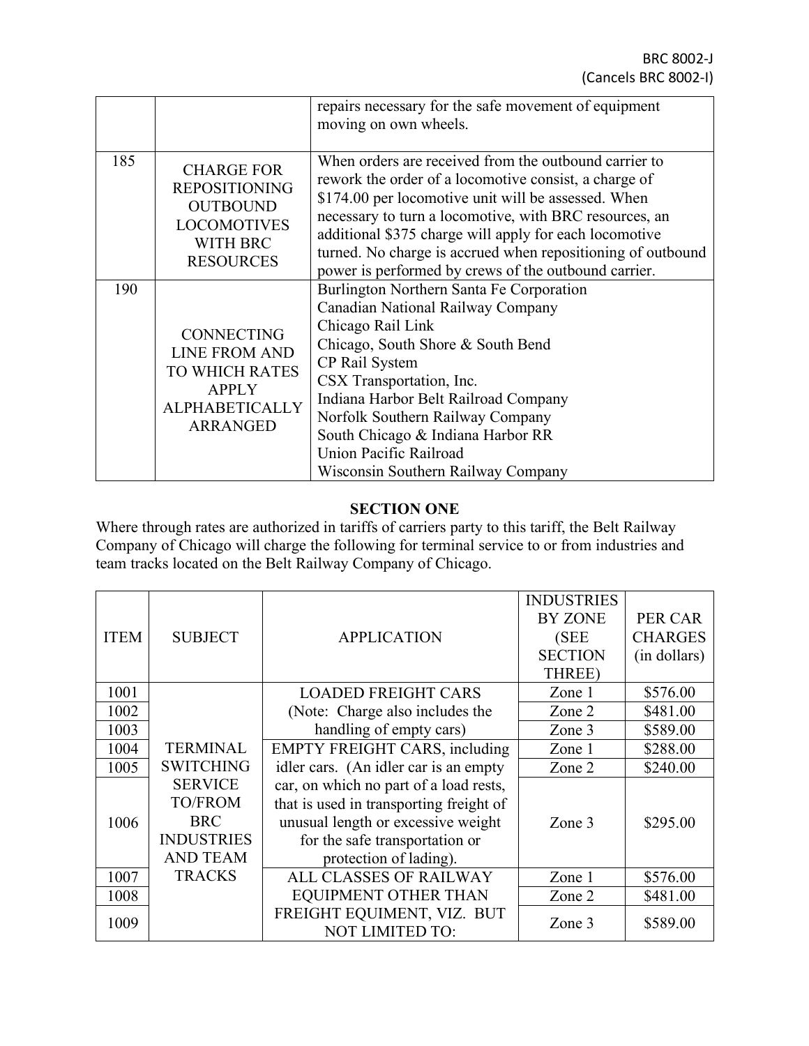| | | |
|---|---|---|
| | | repairs necessary for the safe movement of equipment moving on own wheels. |
| 185 | CHARGE FOR REPOSITIONING OUTBOUND LOCOMOTIVES WITH BRC RESOURCES | When orders are received from the outbound carrier to rework the order of a locomotive consist, a charge of $174.00 per locomotive unit will be assessed. When necessary to turn a locomotive, with BRC resources, an additional $375 charge will apply for each locomotive turned. No charge is accrued when repositioning of outbound power is performed by crews of the outbound carrier. |
| 190 | CONNECTING LINE FROM AND TO WHICH RATES APPLY ALPHABETICALLY ARRANGED | Burlington Northern Santa Fe Corporation<br>Canadian National Railway Company<br>Chicago Rail Link<br>Chicago, South Shore & South Bend<br>CP Rail System<br>CSX Transportation, Inc.<br>Indiana Harbor Belt Railroad Company<br>Norfolk Southern Railway Company<br>South Chicago & Indiana Harbor RR<br>Union Pacific Railroad<br>Wisconsin Southern Railway Company |

## SECTION ONE

Where through rates are authorized in tariffs of carriers party to this tariff, the Belt Railway Company of Chicago will charge the following for terminal service to or from industries and team tracks located on the Belt Railway Company of Chicago.

| ITEM | SUBJECT | APPLICATION | INDUSTRIES BY ZONE (SEE SECTION THREE) | PER CAR CHARGES (in dollars) |
|---|---|---|---|---|
| 1001 | TERMINAL SWITCHING SERVICE TO/FROM BRC INDUSTRIES AND TEAM TRACKS | LOADED FREIGHT CARS (Note: Charge also includes the handling of empty cars) | Zone 1 | $576.00 |
| 1002 | | | Zone 2 | $481.00 |
| 1003 | | | Zone 3 | $589.00 |
| 1004 | | EMPTY FREIGHT CARS, including idler cars. (An idler car is an empty car, on which no part of a load rests, that is used in transporting freight of unusual length or excessive weight for the safe transportation or protection of lading). | Zone 1 | $288.00 |
| 1005 | | | Zone 2 | $240.00 |
| 1006 | | | Zone 3 | $295.00 |
| 1007 | | ALL CLASSES OF RAILWAY EQUIPMENT OTHER THAN FREIGHT EQUIMENT, VIZ. BUT NOT LIMITED TO: | Zone 1 | $576.00 |
| 1008 | | | Zone 2 | $481.00 |
| 1009 | | | Zone 3 | $589.00 |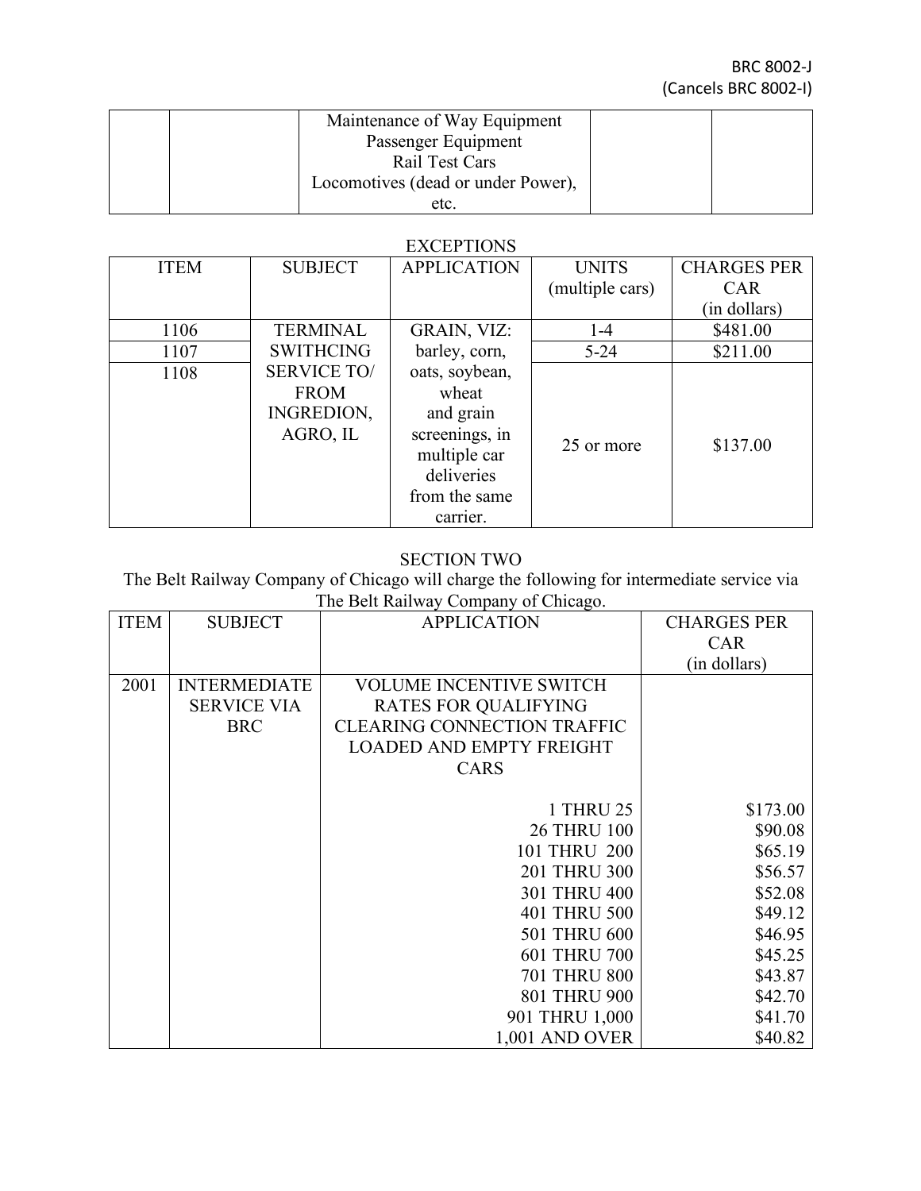| | | Maintenance of Way Equipment<br>Passenger Equipment<br>Rail Test Cars<br>Locomotives (dead or under Power), etc. | | |
|---|---|---|---|---|

EXCEPTIONS

| ITEM | SUBJECT | APPLICATION | UNITS (multiple cars) | CHARGES PER CAR (in dollars) |
|---|---|---|---|---|
| 1106 | TERMINAL SWITHCING SERVICE TO/ FROM INGREDION, AGRO, IL | GRAIN, VIZ: barley, corn, oats, soybean, wheat and grain screenings, in multiple car deliveries from the same carrier. | 1-4 | $481.00 |
| 1107 | | | 5-24 | $211.00 |
| 1108 | | | 25 or more | $137.00 |

SECTION TWO

The Belt Railway Company of Chicago will charge the following for intermediate service via The Belt Railway Company of Chicago.

| ITEM | SUBJECT | APPLICATION | CHARGES PER CAR (in dollars) |
|---|---|---|---|
| 2001 | INTERMEDIATE SERVICE VIA BRC | VOLUME INCENTIVE SWITCH RATES FOR QUALIFYING CLEARING CONNECTION TRAFFIC LOADED AND EMPTY FREIGHT CARS | |
| | | 1 THRU 25 | $173.00 |
| | | 26 THRU 100 | $90.08 |
| | | 101 THRU 200 | $65.19 |
| | | 201 THRU 300 | $56.57 |
| | | 301 THRU 400 | $52.08 |
| | | 401 THRU 500 | $49.12 |
| | | 501 THRU 600 | $46.95 |
| | | 601 THRU 700 | $45.25 |
| | | 701 THRU 800 | $43.87 |
| | | 801 THRU 900 | $42.70 |
| | | 901 THRU 1,000 | $41.70 |
| | | 1,001 AND OVER | $40.82 |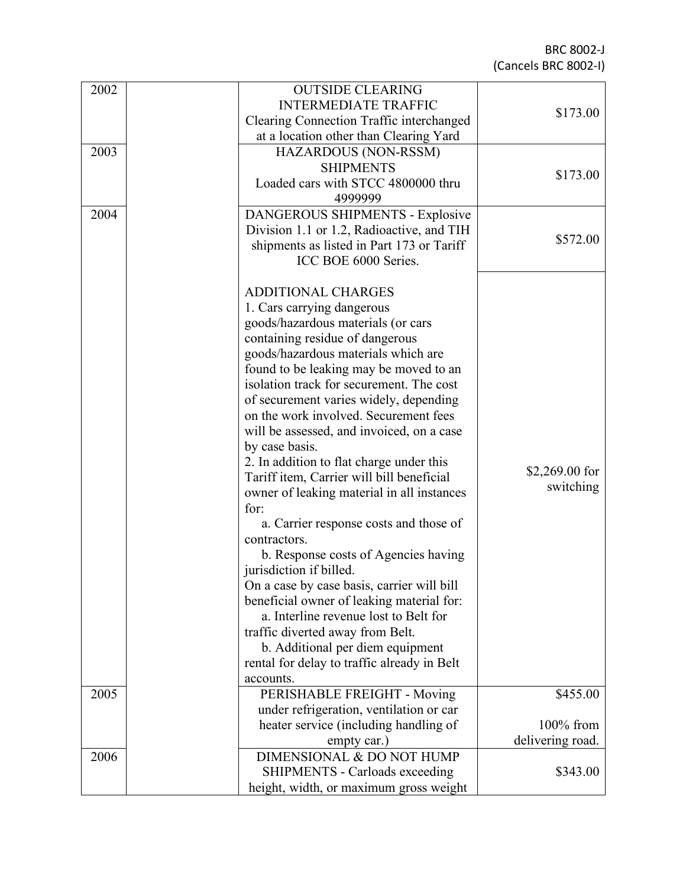BRC 8002-J
(Cancels BRC 8002-I)

| | | | |
|---|---|---|---|
| 2002 | | OUTSIDE CLEARING INTERMEDIATE TRAFFIC Clearing Connection Traffic interchanged at a location other than Clearing Yard | \$173.00 |
| 2003 | | HAZARDOUS (NON-RSSM) SHIPMENTS Loaded cars with STCC 4800000 thru 4999999 | \$173.00 |
| 2004 | | DANGEROUS SHIPMENTS - Explosive Division 1.1 or 1.2, Radioactive, and TIH shipments as listed in Part 173 or Tariff ICC BOE 6000 Series. | \$572.00 |
| | | ADDITIONAL CHARGES<br>1. Cars carrying dangerous goods/hazardous materials (or cars containing residue of dangerous goods/hazardous materials which are found to be leaking may be moved to an isolation track for securement. The cost of securement varies widely, depending on the work involved. Securement fees will be assessed, and invoiced, on a case by case basis.<br>2. In addition to flat charge under this Tariff item, Carrier will bill beneficial owner of leaking material in all instances for:<br>a. Carrier response costs and those of contractors.<br>b. Response costs of Agencies having jurisdiction if billed.<br>On a case by case basis, carrier will bill beneficial owner of leaking material for:<br>a. Interline revenue lost to Belt for traffic diverted away from Belt.<br>b. Additional per diem equipment rental for delay to traffic already in Belt accounts. | \$2,269.00 for switching |
| 2005 | | PERISHABLE FREIGHT - Moving under refrigeration, ventilation or car heater service (including handling of empty car.) | \$455.00<br><br>100% from delivering road. |
| 2006 | | DIMENSIONAL & DO NOT HUMP SHIPMENTS - Carloads exceeding height, width, or maximum gross weight | \$343.00 |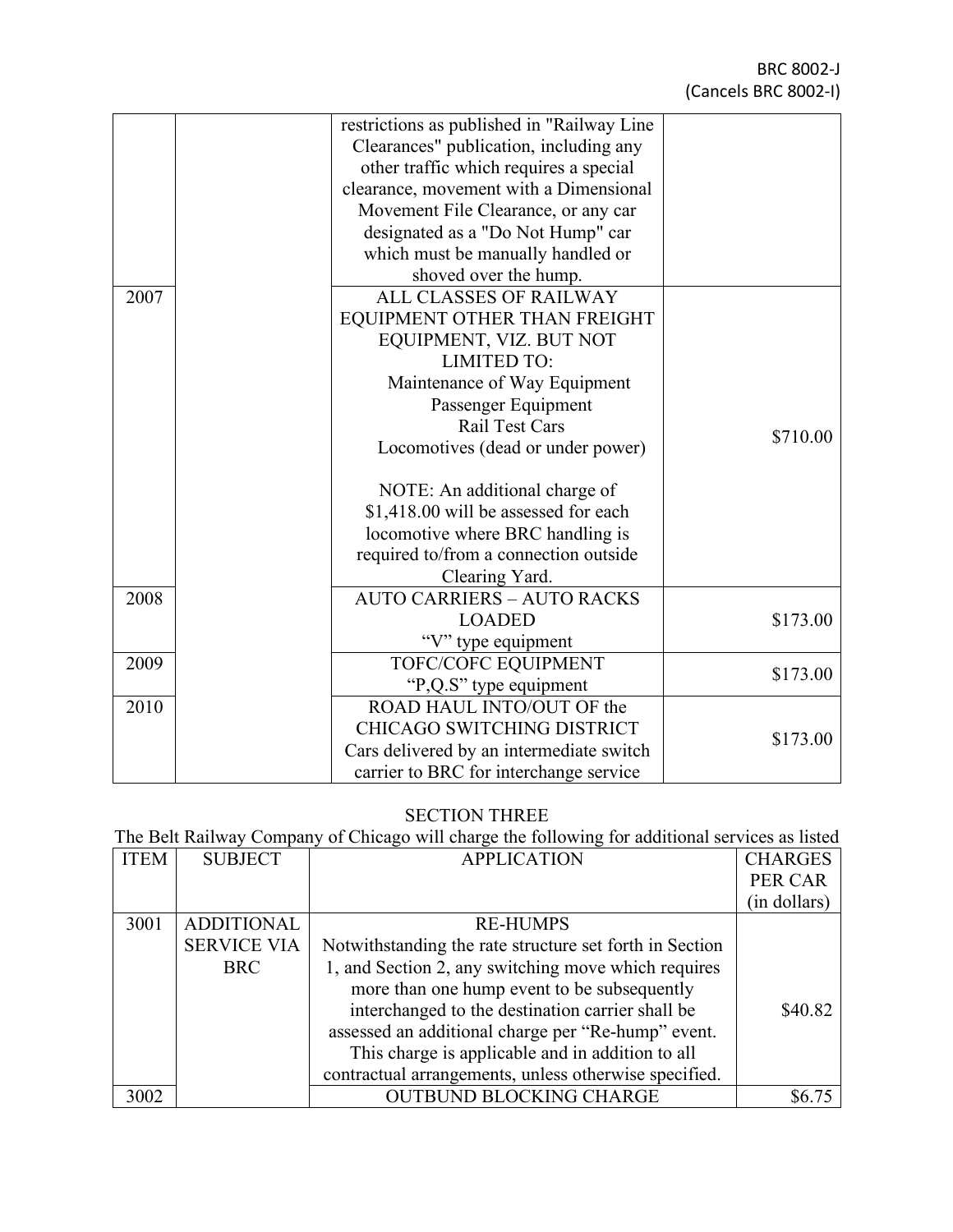| | | restrictions as published in "Railway Line Clearances" publication, including any other traffic which requires a special clearance, movement with a Dimensional Movement File Clearance, or any car designated as a "Do Not Hump" car which must be manually handled or shoved over the hump. | |
|---|---|---|---|
| 2007 | | ALL CLASSES OF RAILWAY EQUIPMENT OTHER THAN FREIGHT EQUIPMENT, VIZ. BUT NOT LIMITED TO: Maintenance of Way Equipment Passenger Equipment Rail Test Cars Locomotives (dead or under power)<br><br>NOTE: An additional charge of $1,418.00 will be assessed for each locomotive where BRC handling is required to/from a connection outside Clearing Yard. | $710.00 |
| 2008 | | AUTO CARRIERS – AUTO RACKS LOADED "V" type equipment | $173.00 |
| 2009 | | TOFC/COFC EQUIPMENT "P,Q.S" type equipment | $173.00 |
| 2010 | | ROAD HAUL INTO/OUT OF the CHICAGO SWITCHING DISTRICT Cars delivered by an intermediate switch carrier to BRC for interchange service | $173.00 |

## SECTION THREE

The Belt Railway Company of Chicago will charge the following for additional services as listed

| ITEM | SUBJECT | APPLICATION | CHARGES PER CAR (in dollars) |
|---|---|---|---|
| 3001 | ADDITIONAL SERVICE VIA BRC | RE-HUMPS<br>Notwithstanding the rate structure set forth in Section 1, and Section 2, any switching move which requires more than one hump event to be subsequently interchanged to the destination carrier shall be assessed an additional charge per "Re-hump" event. This charge is applicable and in addition to all contractual arrangements, unless otherwise specified. | $40.82 |
| 3002 | | OUTBUND BLOCKING CHARGE | $6.75 |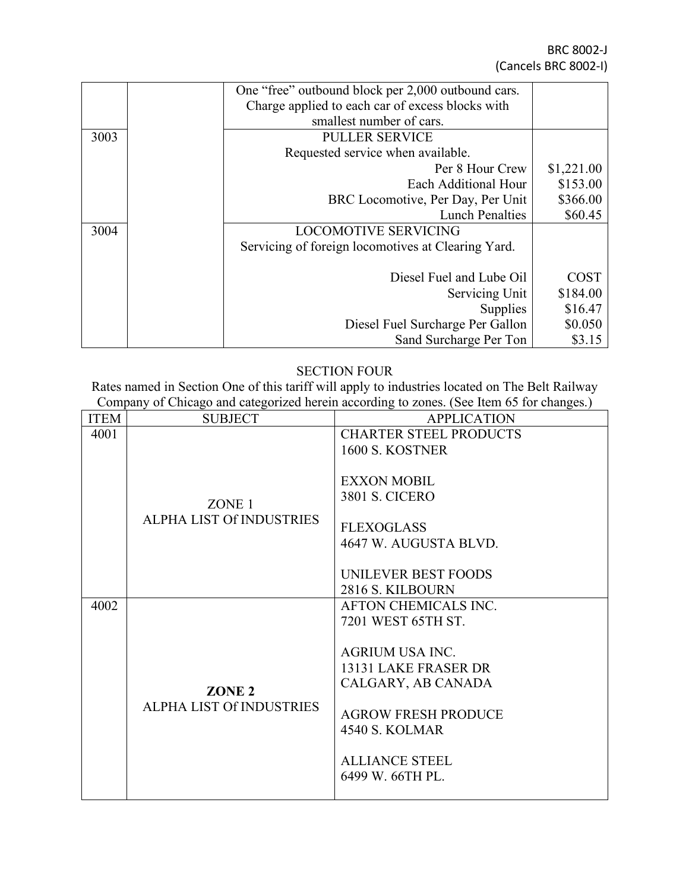| | | | |
|---|---|---|---|
| | | One "free" outbound block per 2,000 outbound cars. Charge applied to each car of excess blocks with smallest number of cars. | |
| 3003 | | PULLER SERVICE<br>Requested service when available. | |
| | | Per 8 Hour Crew | $1,221.00 |
| | | Each Additional Hour | $153.00 |
| | | BRC Locomotive, Per Day, Per Unit | $366.00 |
| | | Lunch Penalties | $60.45 |
| 3004 | | LOCOMOTIVE SERVICING<br>Servicing of foreign locomotives at Clearing Yard. | |
| | | Diesel Fuel and Lube Oil | COST |
| | | Servicing Unit | $184.00 |
| | | Supplies | $16.47 |
| | | Diesel Fuel Surcharge Per Gallon | $0.050 |
| | | Sand Surcharge Per Ton | $3.15 |

## SECTION FOUR

Rates named in Section One of this tariff will apply to industries located on The Belt Railway Company of Chicago and categorized herein according to zones. (See Item 65 for changes.)

| ITEM | SUBJECT | APPLICATION |
|---|---|---|
| 4001 | ZONE 1<br>ALPHA LIST Of INDUSTRIES | CHARTER STEEL PRODUCTS<br>1600 S. KOSTNER<br><br>EXXON MOBIL<br>3801 S. CICERO<br><br>FLEXOGLASS<br>4647 W. AUGUSTA BLVD.<br><br>UNILEVER BEST FOODS<br>2816 S. KILBOURN |
| 4002 | **ZONE 2**<br>ALPHA LIST Of INDUSTRIES | AFTON CHEMICALS INC.<br>7201 WEST 65TH ST.<br><br>AGRIUM USA INC.<br>13131 LAKE FRASER DR<br>CALGARY, AB CANADA<br><br>AGROW FRESH PRODUCE<br>4540 S. KOLMAR<br><br>ALLIANCE STEEL<br>6499 W. 66TH PL. |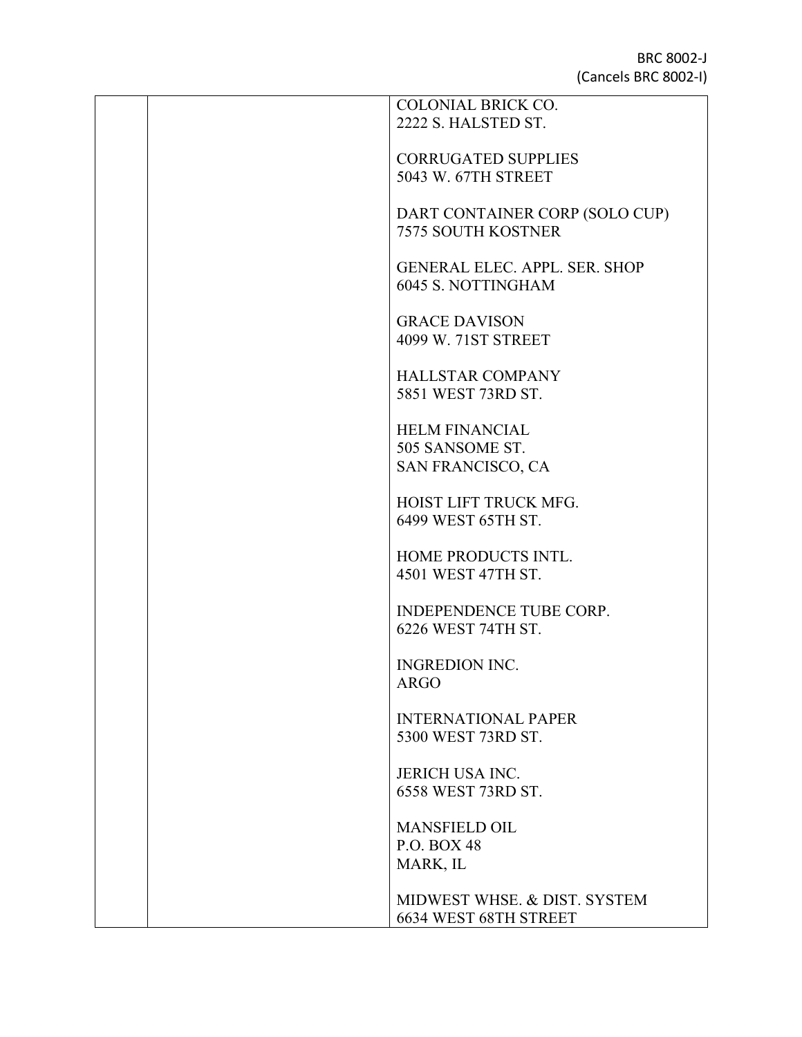|  |  | COLONIAL BRICK CO.<br>2222 S. HALSTED ST.<br><br>CORRUGATED SUPPLIES<br>5043 W. 67TH STREET<br><br>DART CONTAINER CORP (SOLO CUP)<br>7575 SOUTH KOSTNER<br><br>GENERAL ELEC. APPL. SER. SHOP<br>6045 S. NOTTINGHAM<br><br>GRACE DAVISON<br>4099 W. 71ST STREET<br><br>HALLSTAR COMPANY<br>5851 WEST 73RD ST.<br><br>HELM FINANCIAL<br>505 SANSOME ST.<br>SAN FRANCISCO, CA<br><br>HOIST LIFT TRUCK MFG.<br>6499 WEST 65TH ST.<br><br>HOME PRODUCTS INTL.<br>4501 WEST 47TH ST.<br><br>INDEPENDENCE TUBE CORP.<br>6226 WEST 74TH ST.<br><br>INGREDION INC.<br>ARGO<br><br>INTERNATIONAL PAPER<br>5300 WEST 73RD ST.<br><br>JERICH USA INC.<br>6558 WEST 73RD ST.<br><br>MANSFIELD OIL<br>P.O. BOX 48<br>MARK, IL<br><br>MIDWEST WHSE. & DIST. SYSTEM<br>6634 WEST 68TH STREET |
|---|---|---|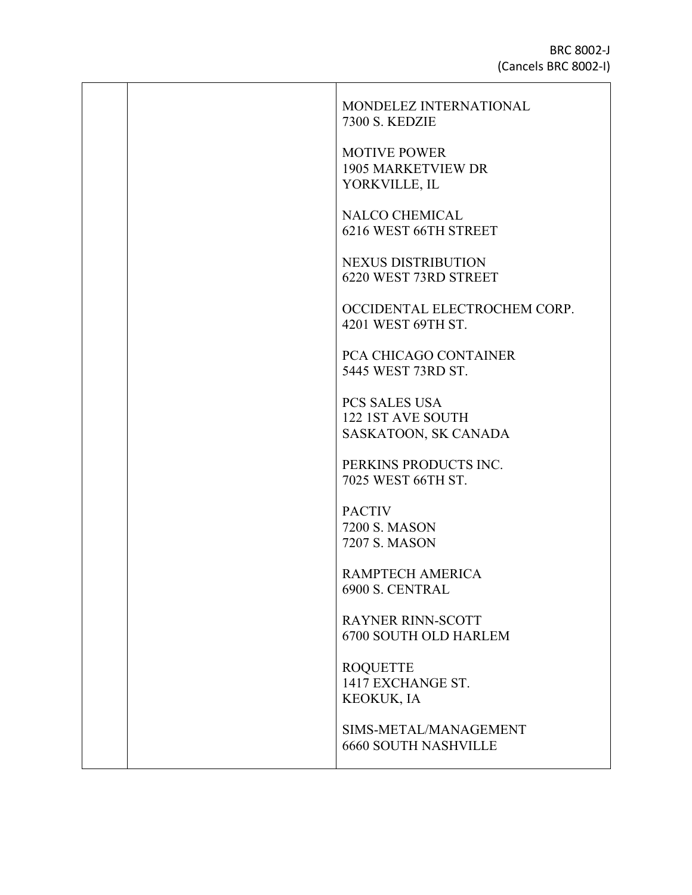| | | |
|---|---|---|
| | | MONDELEZ INTERNATIONAL<br>7300 S. KEDZIE<br><br>MOTIVE POWER<br>1905 MARKETVIEW DR<br>YORKVILLE, IL<br><br>NALCO CHEMICAL<br>6216 WEST 66TH STREET<br><br>NEXUS DISTRIBUTION<br>6220 WEST 73RD STREET<br><br>OCCIDENTAL ELECTROCHEM CORP.<br>4201 WEST 69TH ST.<br><br>PCA CHICAGO CONTAINER<br>5445 WEST 73RD ST.<br><br>PCS SALES USA<br>122 1ST AVE SOUTH<br>SASKATOON, SK CANADA<br><br>PERKINS PRODUCTS INC.<br>7025 WEST 66TH ST.<br><br>PACTIV<br>7200 S. MASON<br>7207 S. MASON<br><br>RAMPTECH AMERICA<br>6900 S. CENTRAL<br><br>RAYNER RINN-SCOTT<br>6700 SOUTH OLD HARLEM<br><br>ROQUETTE<br>1417 EXCHANGE ST.<br>KEOKUK, IA<br><br>SIMS-METAL/MANAGEMENT<br>6660 SOUTH NASHVILLE |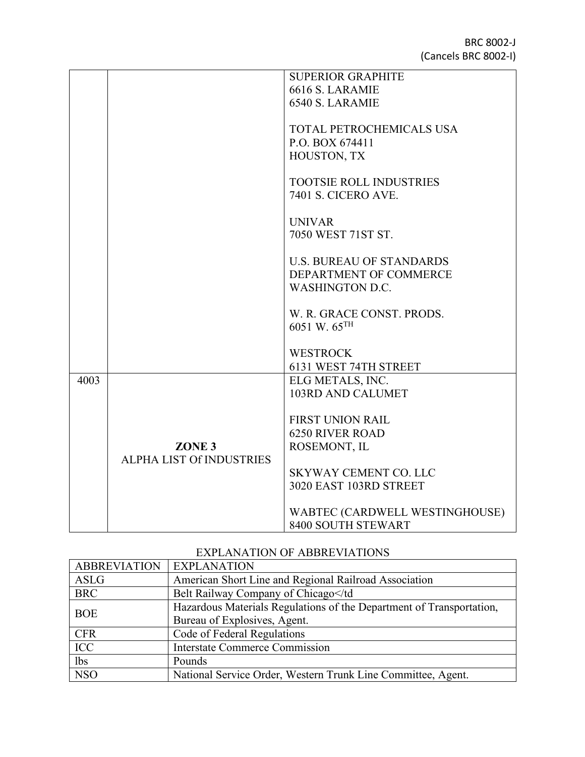|  |  |  |
|---|---|---|
|  |  | SUPERIOR GRAPHITE<br>6616 S. LARAMIE<br>6540 S. LARAMIE<br><br>TOTAL PETROCHEMICALS USA<br>P.O. BOX 674411<br>HOUSTON, TX<br><br>TOOTSIE ROLL INDUSTRIES<br>7401 S. CICERO AVE.<br><br>UNIVAR<br>7050 WEST 71ST ST.<br><br>U.S. BUREAU OF STANDARDS<br>DEPARTMENT OF COMMERCE<br>WASHINGTON D.C.<br><br>W. R. GRACE CONST. PRODS.<br>6051 W. 65TH<br><br>WESTROCK<br>6131 WEST 74TH STREET |
| 4003 | **ZONE 3**<br>ALPHA LIST Of INDUSTRIES | ELG METALS, INC.<br>103RD AND CALUMET<br><br>FIRST UNION RAIL<br>6250 RIVER ROAD<br>ROSEMONT, IL<br><br>SKYWAY CEMENT CO. LLC<br>3020 EAST 103RD STREET<br><br>WABTEC (CARDWELL WESTINGHOUSE)<br>8400 SOUTH STEWART |

EXPLANATION OF ABBREVIATIONS

| ABBREVIATION | EXPLANATION |
|---|---|
| ASLG | American Short Line and Regional Railroad Association |
| BRC | Belt Railway Company of Chicago</td |
| BOE | Hazardous Materials Regulations of the Department of Transportation, Bureau of Explosives, Agent. |
| CFR | Code of Federal Regulations |
| ICC | Interstate Commerce Commission |
| lbs | Pounds |
| NSO | National Service Order, Western Trunk Line Committee, Agent. |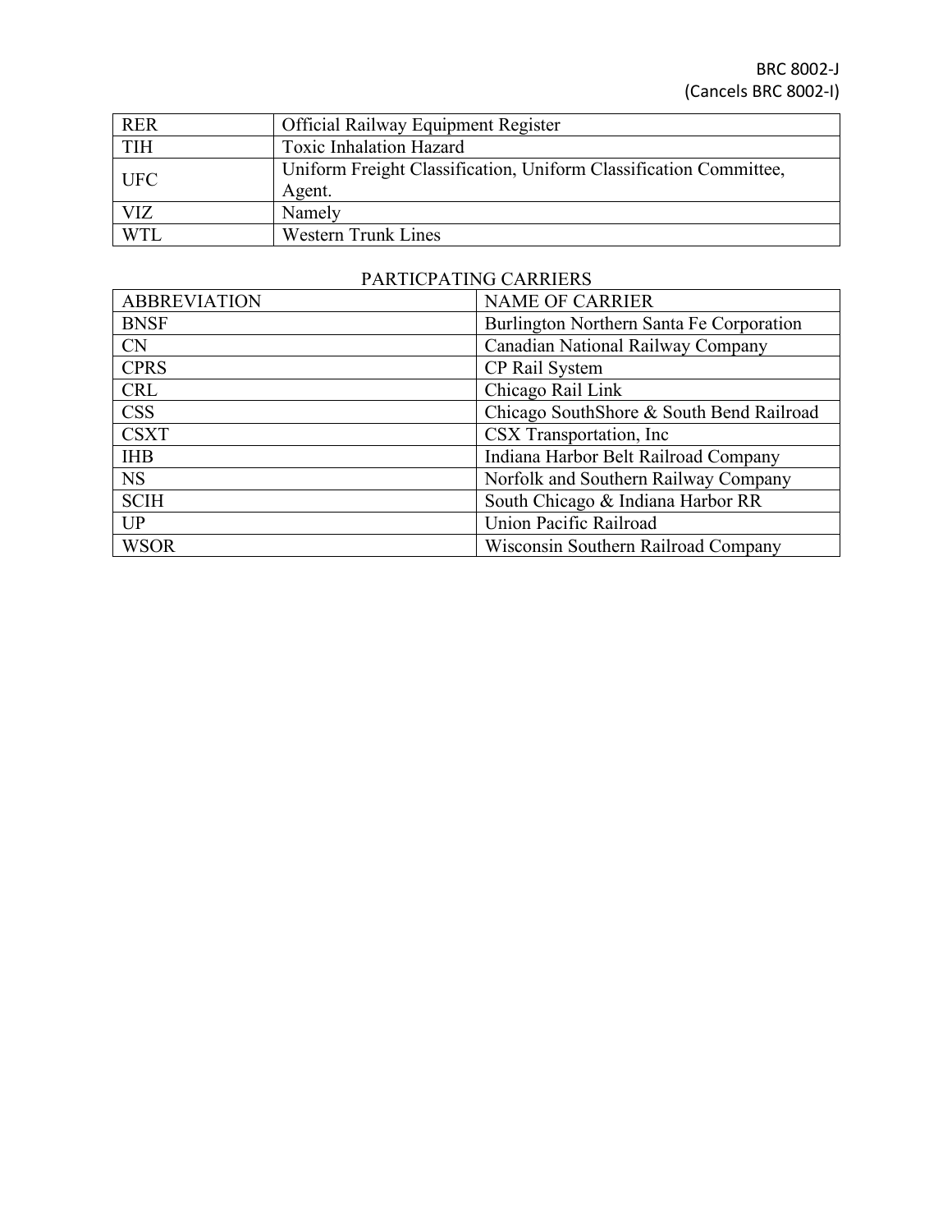| | |
|---|---|
| RER | Official Railway Equipment Register |
| TIH | Toxic Inhalation Hazard |
| UFC | Uniform Freight Classification, Uniform Classification Committee, Agent. |
| VIZ | Namely |
| WTL | Western Trunk Lines |

PARTICPATING CARRIERS

| ABBREVIATION | NAME OF CARRIER |
|---|---|
| BNSF | Burlington Northern Santa Fe Corporation |
| CN | Canadian National Railway Company |
| CPRS | CP Rail System |
| CRL | Chicago Rail Link |
| CSS | Chicago SouthShore & South Bend Railroad |
| CSXT | CSX Transportation, Inc |
| IHB | Indiana Harbor Belt Railroad Company |
| NS | Norfolk and Southern Railway Company |
| SCIH | South Chicago & Indiana Harbor RR |
| UP | Union Pacific Railroad |
| WSOR | Wisconsin Southern Railroad Company |